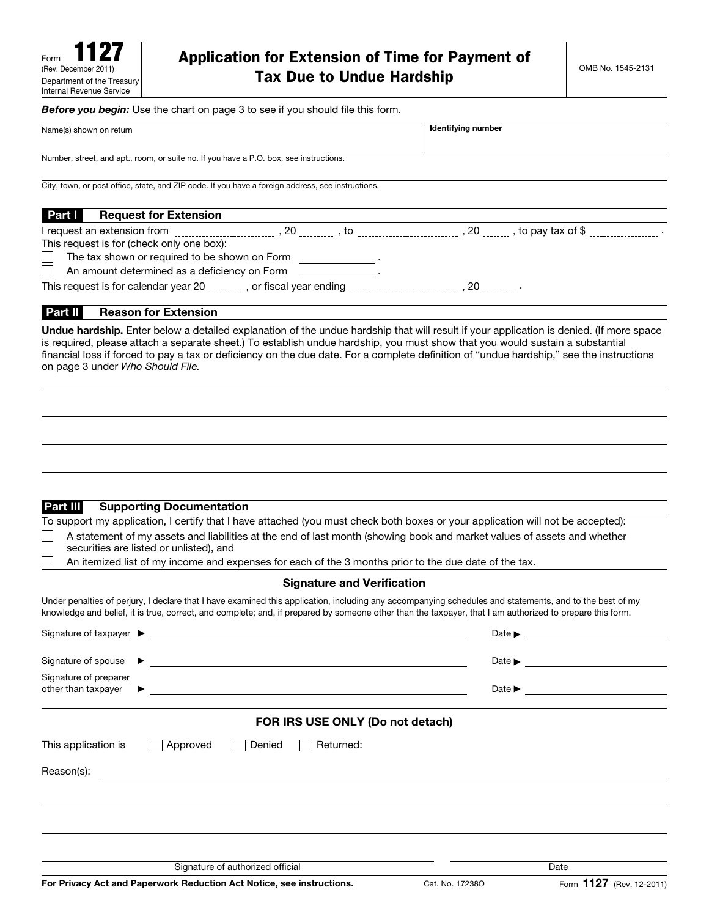Form **1127**
(Rev. December 2011)
Department of the Treasury
Internal Revenue Service

# Application for Extension of Time for Payment of Tax Due to Undue Hardship

OMB No. 1545-2131

***Before you begin:*** Use the chart on page 3 to see if you should file this form.

Name(s) shown on return ______________________ **Identifying number** ______________________

Number, street, and apt., room, or suite no. If you have a P.O. box, see instructions.

City, town, or post office, state, and ZIP code. If you have a foreign address, see instructions.

## Part I Request for Extension

I request an extension from ______________ , 20 ____ , to ______________ , 20 ____ , to pay tax of $ __________ .

This request is for (check only one box):

- ☐ The tax shown or required to be shown on Form __________ .
- ☐ An amount determined as a deficiency on Form __________ .

This request is for calendar year 20 ____ , or fiscal year ending ______________ , 20 ____ .

## Part II Reason for Extension

**Undue hardship.** Enter below a detailed explanation of the undue hardship that will result if your application is denied. (If more space is required, please attach a separate sheet.) To establish undue hardship, you must show that you would sustain a substantial financial loss if forced to pay a tax or deficiency on the due date. For a complete definition of "undue hardship," see the instructions on page 3 under *Who Should File.*

## Part III Supporting Documentation

To support my application, I certify that I have attached (you must check both boxes or your application will not be accepted):

- ☐ A statement of my assets and liabilities at the end of last month (showing book and market values of assets and whether securities are listed or unlisted), and
- ☐ An itemized list of my income and expenses for each of the 3 months prior to the due date of the tax.

### Signature and Verification

Under penalties of perjury, I declare that I have examined this application, including any accompanying schedules and statements, and to the best of my knowledge and belief, it is true, correct, and complete; and, if prepared by someone other than the taxpayer, that I am authorized to prepare this form.

Signature of taxpayer ► ______________________ Date ► __________

Signature of spouse ► ______________________ Date ► __________

Signature of preparer other than taxpayer ► ______________________ Date ► __________

### FOR IRS USE ONLY (Do not detach)

This application is ☐ Approved ☐ Denied ☐ Returned:

Reason(s): ______________________

Signature of authorized official ______________________ Date __________

**For Privacy Act and Paperwork Reduction Act Notice, see instructions.** Cat. No. 17238O Form **1127** (Rev. 12-2011)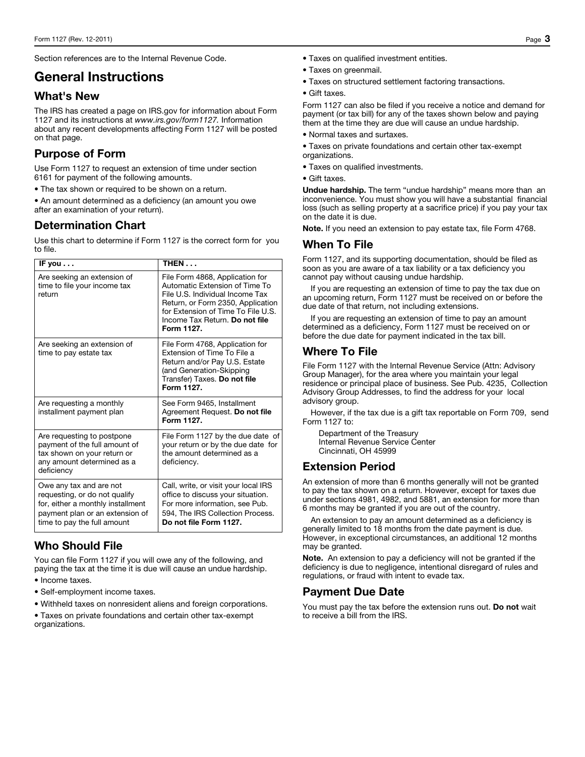Section references are to the Internal Revenue Code.

# General Instructions

## What's New

The IRS has created a page on IRS.gov for information about Form 1127 and its instructions at *www.irs.gov/form1127.* Information about any recent developments affecting Form 1127 will be posted on that page.

## Purpose of Form

Use Form 1127 to request an extension of time under section 6161 for payment of the following amounts.

- The tax shown or required to be shown on a return.
- An amount determined as a deficiency (an amount you owe after an examination of your return).

## Determination Chart

Use this chart to determine if Form 1127 is the correct form for you to file.

| IF you . . . | THEN . . . |
|---|---|
| Are seeking an extension of time to file your income tax return | File Form 4868, Application for Automatic Extension of Time To File U.S. Individual Income Tax Return, or Form 2350, Application for Extension of Time To File U.S. Income Tax Return. **Do not file Form 1127.** |
| Are seeking an extension of time to pay estate tax | File Form 4768, Application for Extension of Time To File a Return and/or Pay U.S. Estate (and Generation-Skipping Transfer) Taxes. **Do not file Form 1127.** |
| Are requesting a monthly installment payment plan | See Form 9465, Installment Agreement Request. **Do not file Form 1127.** |
| Are requesting to postpone payment of the full amount of tax shown on your return or any amount determined as a deficiency | File Form 1127 by the due date of your return or by the due date for the amount determined as a deficiency. |
| Owe any tax and are not requesting, or do not qualify for, either a monthly installment payment plan or an extension of time to pay the full amount | Call, write, or visit your local IRS office to discuss your situation. For more information, see Pub. 594, The IRS Collection Process. **Do not file Form 1127.** |

## Who Should File

You can file Form 1127 if you will owe any of the following, and paying the tax at the time it is due will cause an undue hardship.

- Income taxes.
- Self-employment income taxes.
- Withheld taxes on nonresident aliens and foreign corporations.
- Taxes on private foundations and certain other tax-exempt organizations.
- Taxes on qualified investment entities.
- Taxes on greenmail.
- Taxes on structured settlement factoring transactions.
- Gift taxes.

Form 1127 can also be filed if you receive a notice and demand for payment (or tax bill) for any of the taxes shown below and paying them at the time they are due will cause an undue hardship.

- Normal taxes and surtaxes.
- Taxes on private foundations and certain other tax-exempt organizations.
- Taxes on qualified investments.
- Gift taxes.

**Undue hardship.** The term "undue hardship" means more than an inconvenience. You must show you will have a substantial financial loss (such as selling property at a sacrifice price) if you pay your tax on the date it is due.

**Note.** If you need an extension to pay estate tax, file Form 4768.

## When To File

Form 1127, and its supporting documentation, should be filed as soon as you are aware of a tax liability or a tax deficiency you cannot pay without causing undue hardship.

If you are requesting an extension of time to pay the tax due on an upcoming return, Form 1127 must be received on or before the due date of that return, not including extensions.

If you are requesting an extension of time to pay an amount determined as a deficiency, Form 1127 must be received on or before the due date for payment indicated in the tax bill.

## Where To File

File Form 1127 with the Internal Revenue Service (Attn: Advisory Group Manager), for the area where you maintain your legal residence or principal place of business. See Pub. 4235, Collection Advisory Group Addresses, to find the address for your local advisory group.

However, if the tax due is a gift tax reportable on Form 709, send Form 1127 to:

Department of the Treasury
Internal Revenue Service Center
Cincinnati, OH 45999

## Extension Period

An extension of more than 6 months generally will not be granted to pay the tax shown on a return. However, except for taxes due under sections 4981, 4982, and 5881, an extension for more than 6 months may be granted if you are out of the country.

An extension to pay an amount determined as a deficiency is generally limited to 18 months from the date payment is due. However, in exceptional circumstances, an additional 12 months may be granted.

**Note.** An extension to pay a deficiency will not be granted if the deficiency is due to negligence, intentional disregard of rules and regulations, or fraud with intent to evade tax.

## Payment Due Date

You must pay the tax before the extension runs out. **Do not** wait to receive a bill from the IRS.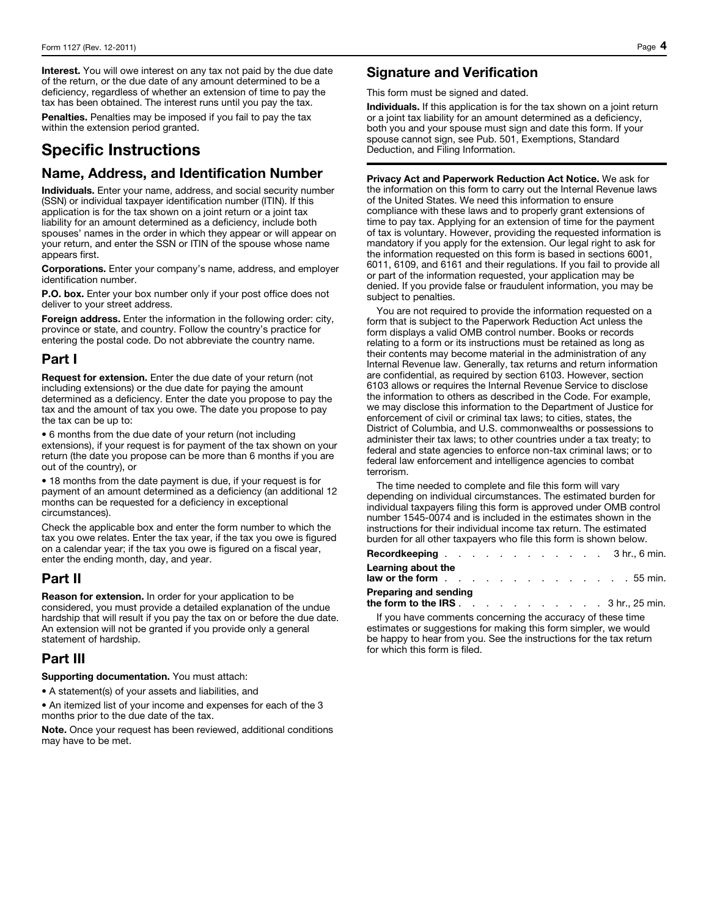**Interest.** You will owe interest on any tax not paid by the due date of the return, or the due date of any amount determined to be a deficiency, regardless of whether an extension of time to pay the tax has been obtained. The interest runs until you pay the tax.

**Penalties.** Penalties may be imposed if you fail to pay the tax within the extension period granted.

# Specific Instructions

## Name, Address, and Identification Number

**Individuals.** Enter your name, address, and social security number (SSN) or individual taxpayer identification number (ITIN). If this application is for the tax shown on a joint return or a joint tax liability for an amount determined as a deficiency, include both spouses' names in the order in which they appear or will appear on your return, and enter the SSN or ITIN of the spouse whose name appears first.

**Corporations.** Enter your company's name, address, and employer identification number.

**P.O. box.** Enter your box number only if your post office does not deliver to your street address.

**Foreign address.** Enter the information in the following order: city, province or state, and country. Follow the country's practice for entering the postal code. Do not abbreviate the country name.

## Part I

**Request for extension.** Enter the due date of your return (not including extensions) or the due date for paying the amount determined as a deficiency. Enter the date you propose to pay the tax and the amount of tax you owe. The date you propose to pay the tax can be up to:

- 6 months from the due date of your return (not including extensions), if your request is for payment of the tax shown on your return (the date you propose can be more than 6 months if you are out of the country), or
- 18 months from the date payment is due, if your request is for payment of an amount determined as a deficiency (an additional 12 months can be requested for a deficiency in exceptional circumstances).

Check the applicable box and enter the form number to which the tax you owe relates. Enter the tax year, if the tax you owe is figured on a calendar year; if the tax you owe is figured on a fiscal year, enter the ending month, day, and year.

## Part II

**Reason for extension.** In order for your application to be considered, you must provide a detailed explanation of the undue hardship that will result if you pay the tax on or before the due date. An extension will not be granted if you provide only a general statement of hardship.

## Part III

**Supporting documentation.** You must attach:

- A statement(s) of your assets and liabilities, and
- An itemized list of your income and expenses for each of the 3 months prior to the due date of the tax.

**Note.** Once your request has been reviewed, additional conditions may have to be met.

## Signature and Verification

This form must be signed and dated.

**Individuals.** If this application is for the tax shown on a joint return or a joint tax liability for an amount determined as a deficiency, both you and your spouse must sign and date this form. If your spouse cannot sign, see Pub. 501, Exemptions, Standard Deduction, and Filing Information.

---

**Privacy Act and Paperwork Reduction Act Notice.** We ask for the information on this form to carry out the Internal Revenue laws of the United States. We need this information to ensure compliance with these laws and to properly grant extensions of time to pay tax. Applying for an extension of time for the payment of tax is voluntary. However, providing the requested information is mandatory if you apply for the extension. Our legal right to ask for the information requested on this form is based in sections 6001, 6011, 6109, and 6161 and their regulations. If you fail to provide all or part of the information requested, your application may be denied. If you provide false or fraudulent information, you may be subject to penalties.

You are not required to provide the information requested on a form that is subject to the Paperwork Reduction Act unless the form displays a valid OMB control number. Books or records relating to a form or its instructions must be retained as long as their contents may become material in the administration of any Internal Revenue law. Generally, tax returns and return information are confidential, as required by section 6103. However, section 6103 allows or requires the Internal Revenue Service to disclose the information to others as described in the Code. For example, we may disclose this information to the Department of Justice for enforcement of civil or criminal tax laws; to cities, states, the District of Columbia, and U.S. commonwealths or possessions to administer their tax laws; to other countries under a tax treaty; to federal and state agencies to enforce non-tax criminal laws; or to federal law enforcement and intelligence agencies to combat terrorism.

The time needed to complete and file this form will vary depending on individual circumstances. The estimated burden for individual taxpayers filing this form is approved under OMB control number 1545-0074 and is included in the estimates shown in the instructions for their individual income tax return. The estimated burden for all other taxpayers who file this form is shown below.

| | |
|---|---|
| **Recordkeeping** | 3 hr., 6 min. |
| **Learning about the law or the form** | 55 min. |
| **Preparing and sending the form to the IRS** | 3 hr., 25 min. |

If you have comments concerning the accuracy of these time estimates or suggestions for making this form simpler, we would be happy to hear from you. See the instructions for the tax return for which this form is filed.